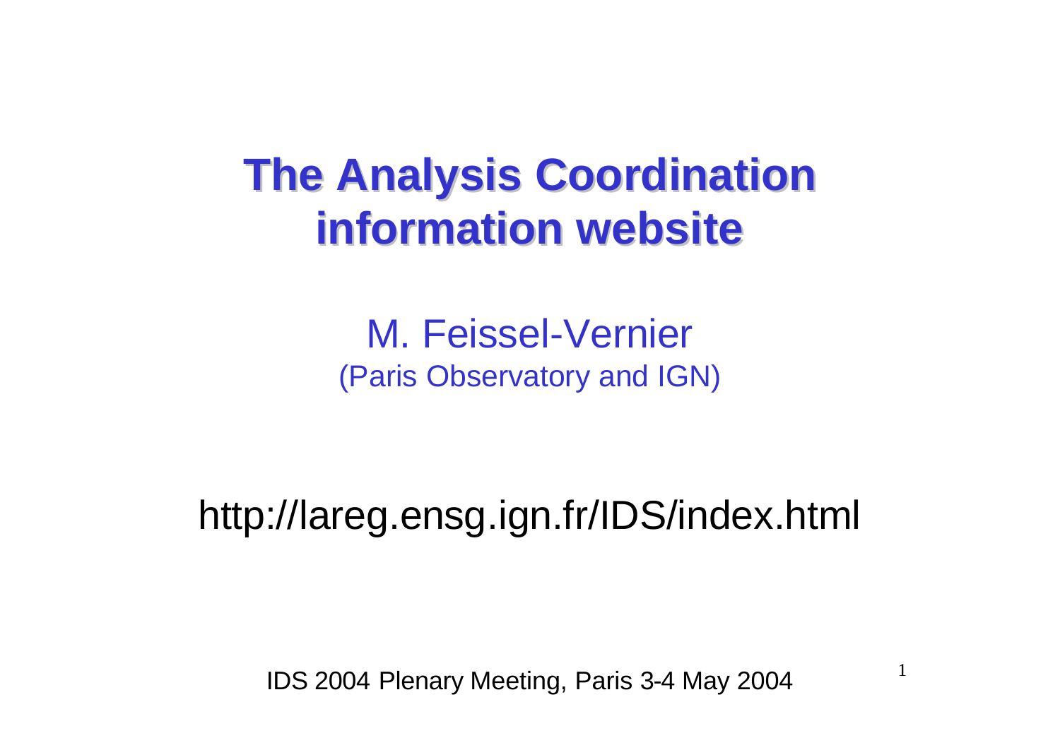# The Analysis Coordination information website

M. Feissel-Vernier
(Paris Observatory and IGN)

http://lareg.ensg.ign.fr/IDS/index.html

IDS 2004 Plenary Meeting, Paris 3-4 May 2004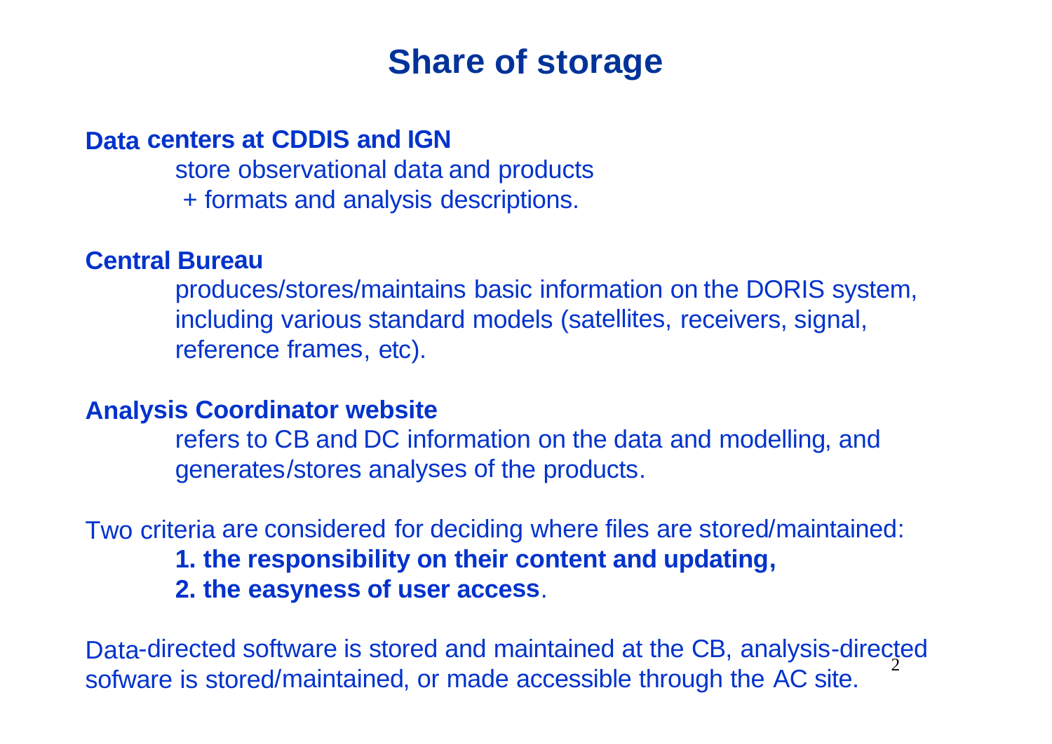# Share of storage

**Data centers at CDDIS and IGN**

store observational data and products
+ formats and analysis descriptions.

**Central Bureau**

produces/stores/maintains basic information on the DORIS system, including various standard models (satellites, receivers, signal, reference frames, etc).

**Analysis Coordinator website**

refers to CB and DC information on the data and modelling, and generates/stores analyses of the products.

Two criteria are considered for deciding where files are stored/maintained:

**1. the responsibility on their content and updating,**
**2. the easyness of user access**.

Data-directed software is stored and maintained at the CB, analysis-directed sofware is stored/maintained, or made accessible through the AC site.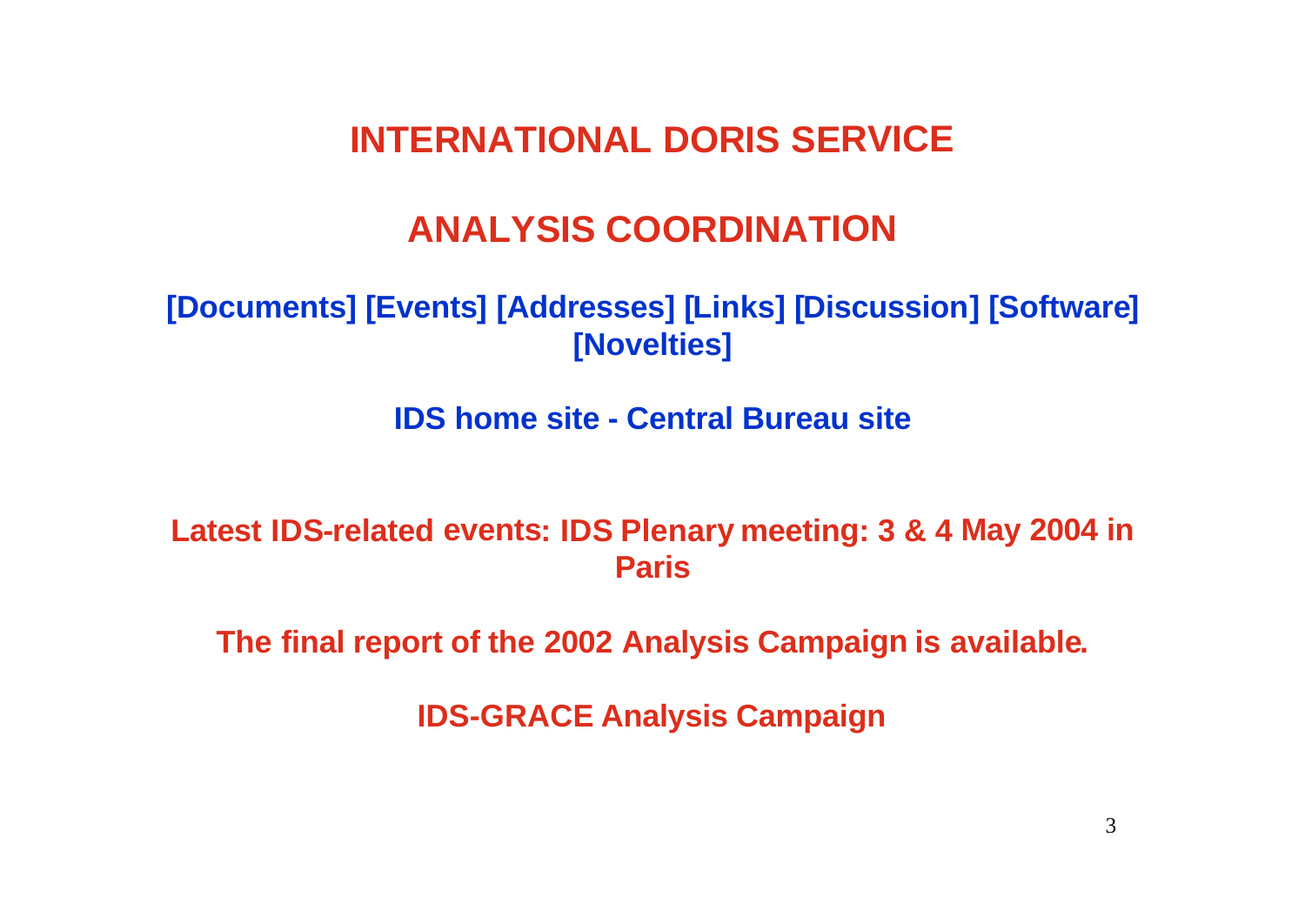# INTERNATIONAL DORIS SERVICE

# ANALYSIS COORDINATION

**[Documents] [Events] [Addresses] [Links] [Discussion] [Software] [Novelties]**

**IDS home site - Central Bureau site**

**Latest IDS-related events: IDS Plenary meeting: 3 & 4 May 2004 in Paris**

**The final report of the 2002 Analysis Campaign is available.**

**IDS-GRACE Analysis Campaign**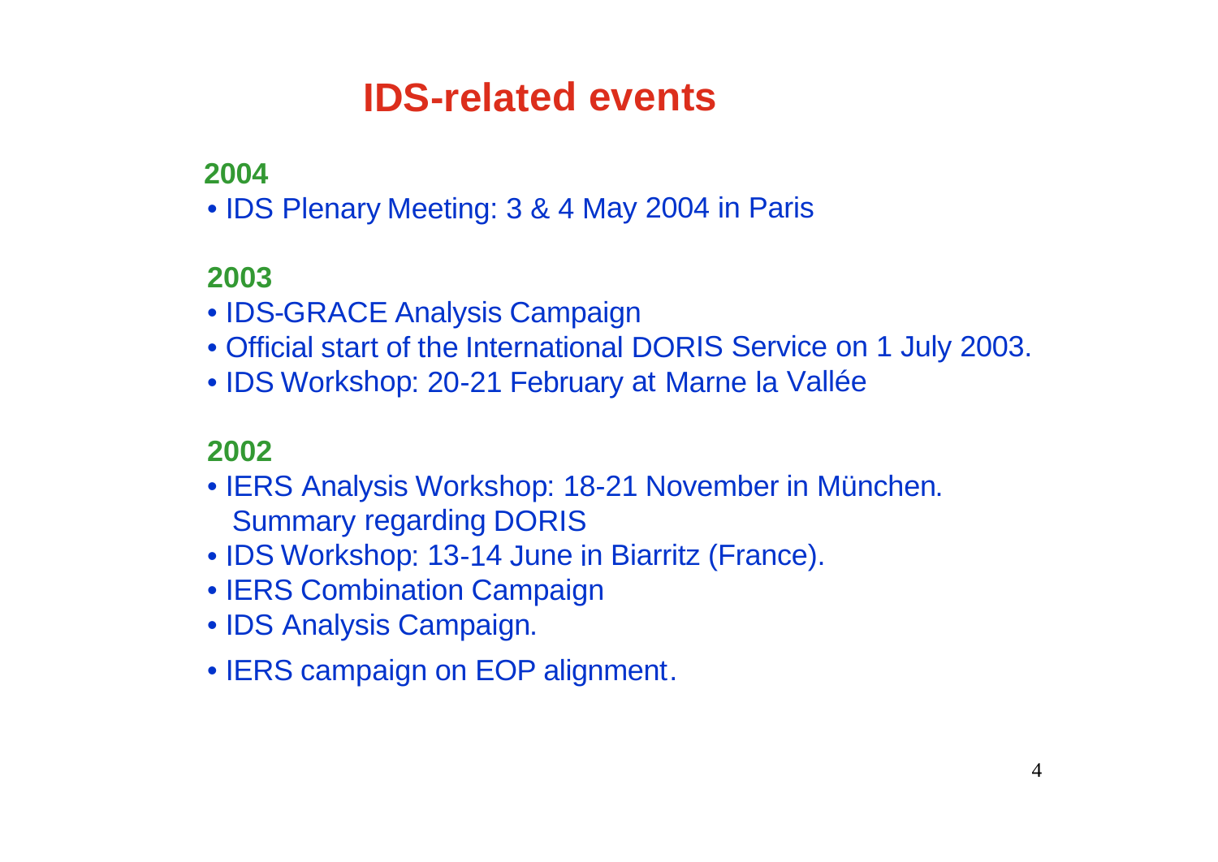# IDS-related events

## 2004

- IDS Plenary Meeting: 3 & 4 May 2004 in Paris

## 2003

- IDS-GRACE Analysis Campaign
- Official start of the International DORIS Service on 1 July 2003.
- IDS Workshop: 20-21 February at Marne la Vallée

## 2002

- IERS Analysis Workshop: 18-21 November in München. Summary regarding DORIS
- IDS Workshop: 13-14 June in Biarritz (France).
- IERS Combination Campaign
- IDS Analysis Campaign.
- IERS campaign on EOP alignment.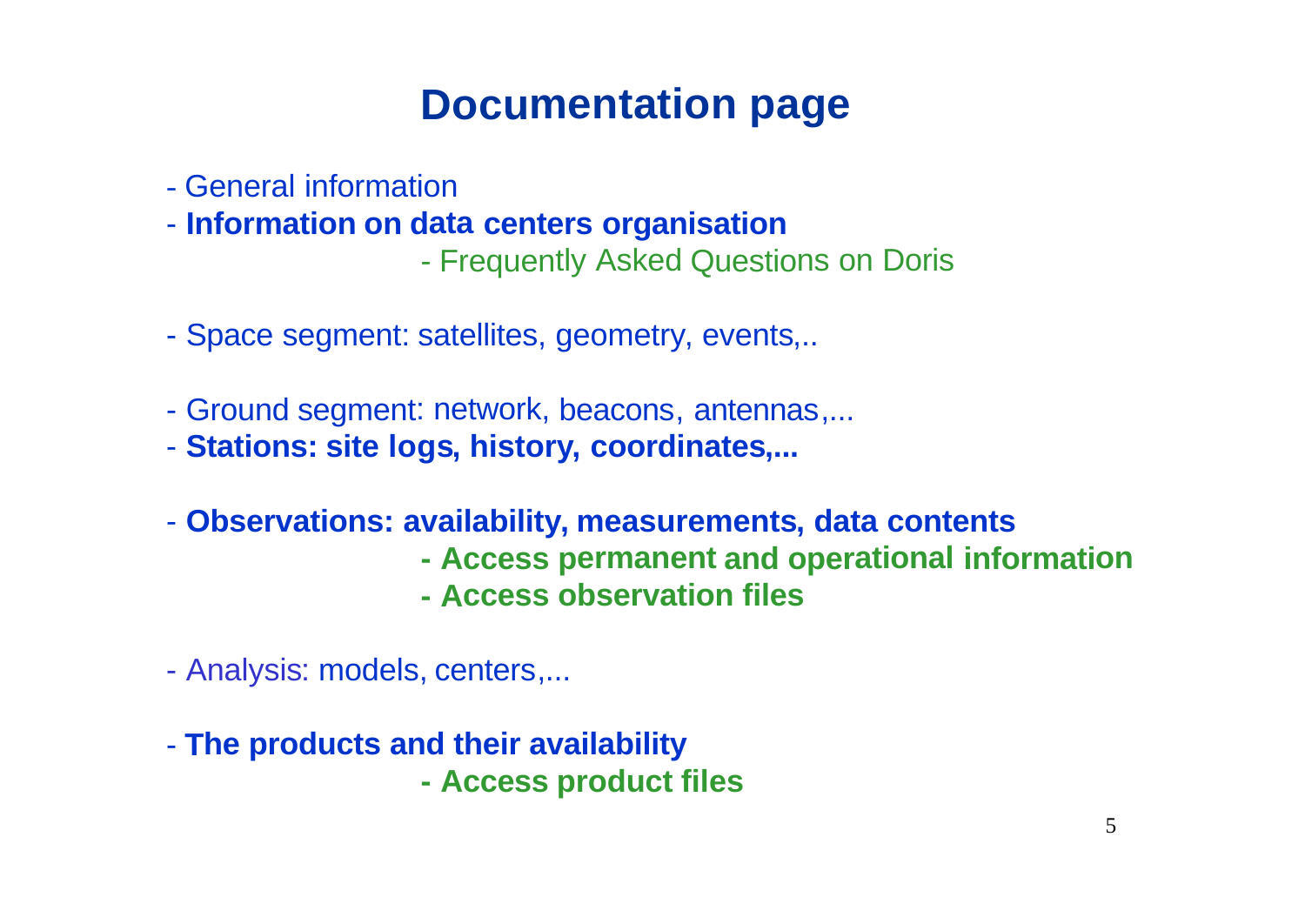# Documentation page

- General information
- **Information on data centers organisation**
    - Frequently Asked Questions on Doris

- Space segment: satellites, geometry, events,..

- Ground segment: network, beacons, antennas,...
- **Stations: site logs, history, coordinates,...**

- **Observations: availability, measurements, data contents**
    - **Access permanent and operational information**
    - **Access observation files**

- Analysis: models, centers,...

- **The products and their availability**
    - **Access product files**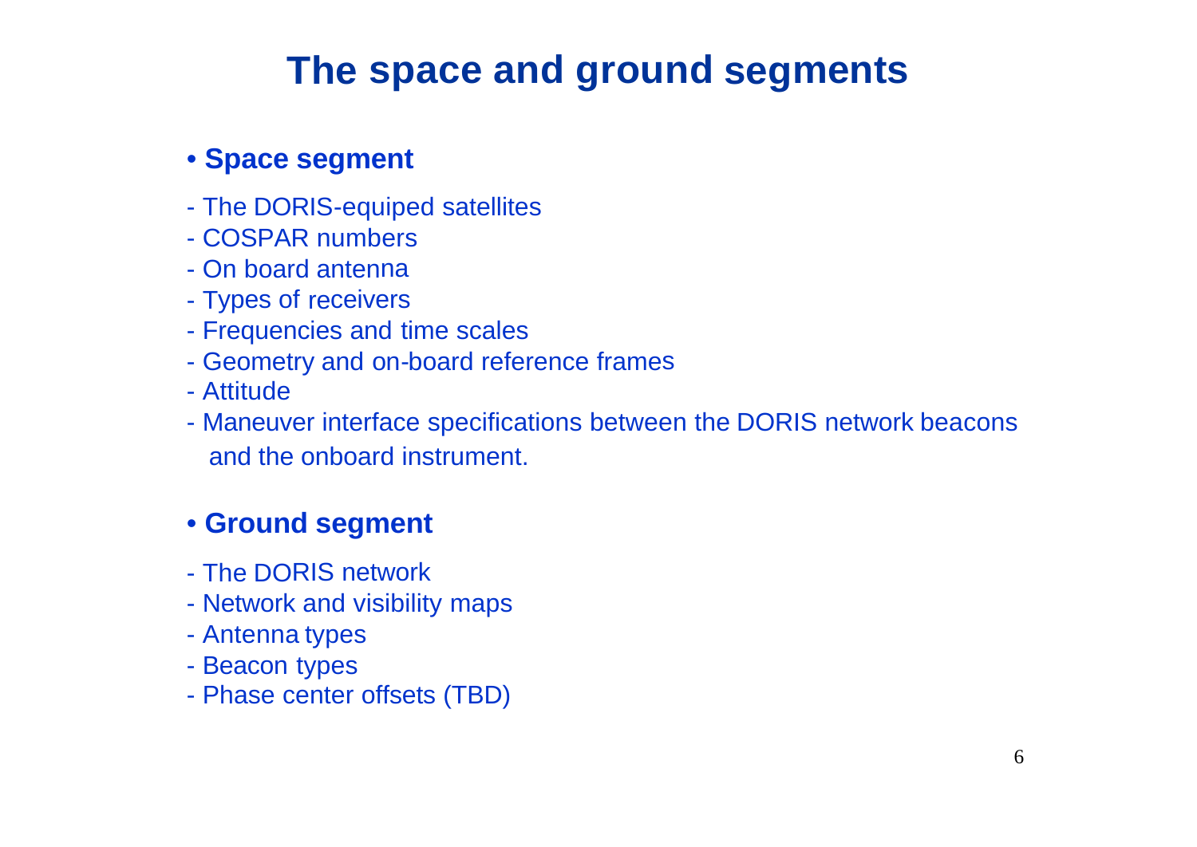# The space and ground segments

- **Space segment**

- The DORIS-equiped satellites
- COSPAR numbers
- On board antenna
- Types of receivers
- Frequencies and time scales
- Geometry and on-board reference frames
- Attitude
- Maneuver interface specifications between the DORIS network beacons and the onboard instrument.

- **Ground segment**

- The DORIS network
- Network and visibility maps
- Antenna types
- Beacon types
- Phase center offsets (TBD)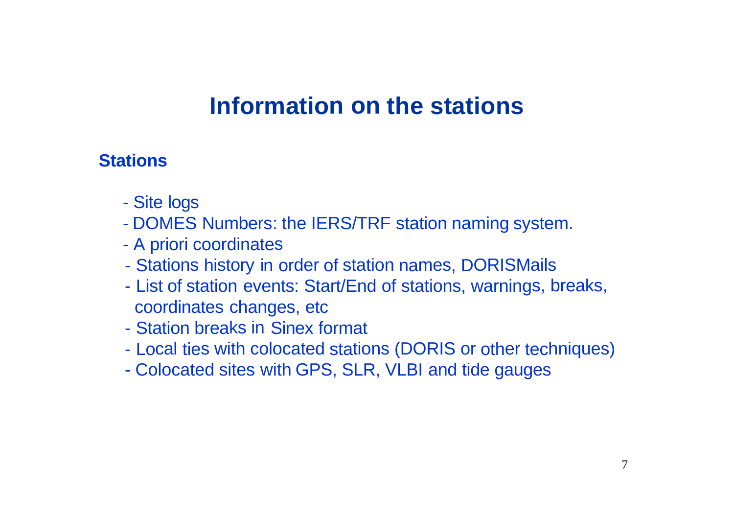# Information on the stations

**Stations**

- Site logs
- DOMES Numbers: the IERS/TRF station naming system.
- A priori coordinates
- Stations history in order of station names, DORISMails
- List of station events: Start/End of stations, warnings, breaks, coordinates changes, etc
- Station breaks in Sinex format
- Local ties with colocated stations (DORIS or other techniques)
- Colocated sites with GPS, SLR, VLBI and tide gauges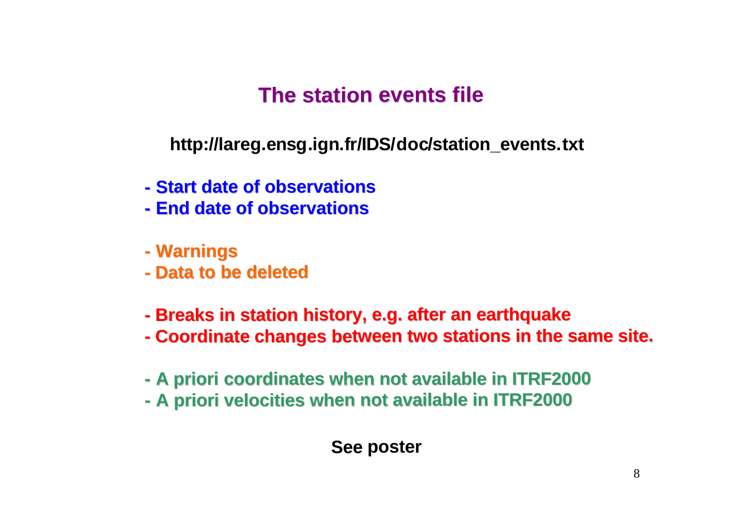# The station events file

**http://lareg.ensg.ign.fr/IDS/doc/station_events.txt**

- **Start date of observations**
- **End date of observations**

- **Warnings**
- **Data to be deleted**

- **Breaks in station history, e.g. after an earthquake**
- **Coordinate changes between two stations in the same site.**

- **A priori coordinates when not available in ITRF2000**
- **A priori velocities when not available in ITRF2000**

**See poster**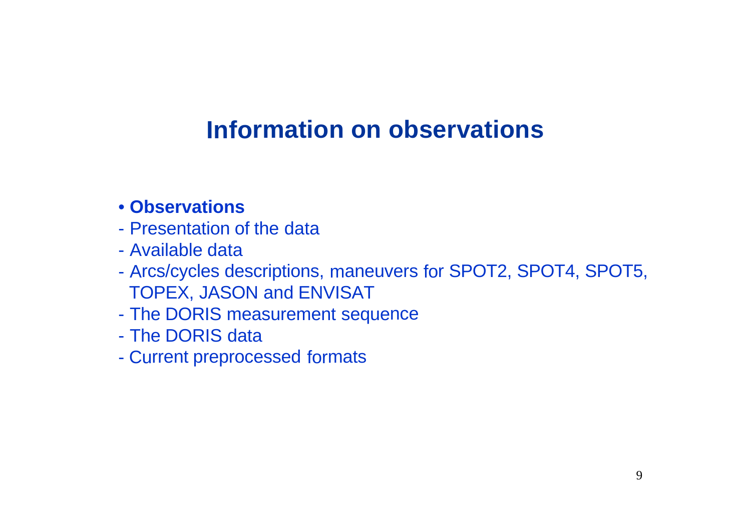# Information on observations

- **Observations**
- Presentation of the data
- Available data
- Arcs/cycles descriptions, maneuvers for SPOT2, SPOT4, SPOT5, TOPEX, JASON and ENVISAT
- The DORIS measurement sequence
- The DORIS data
- Current preprocessed formats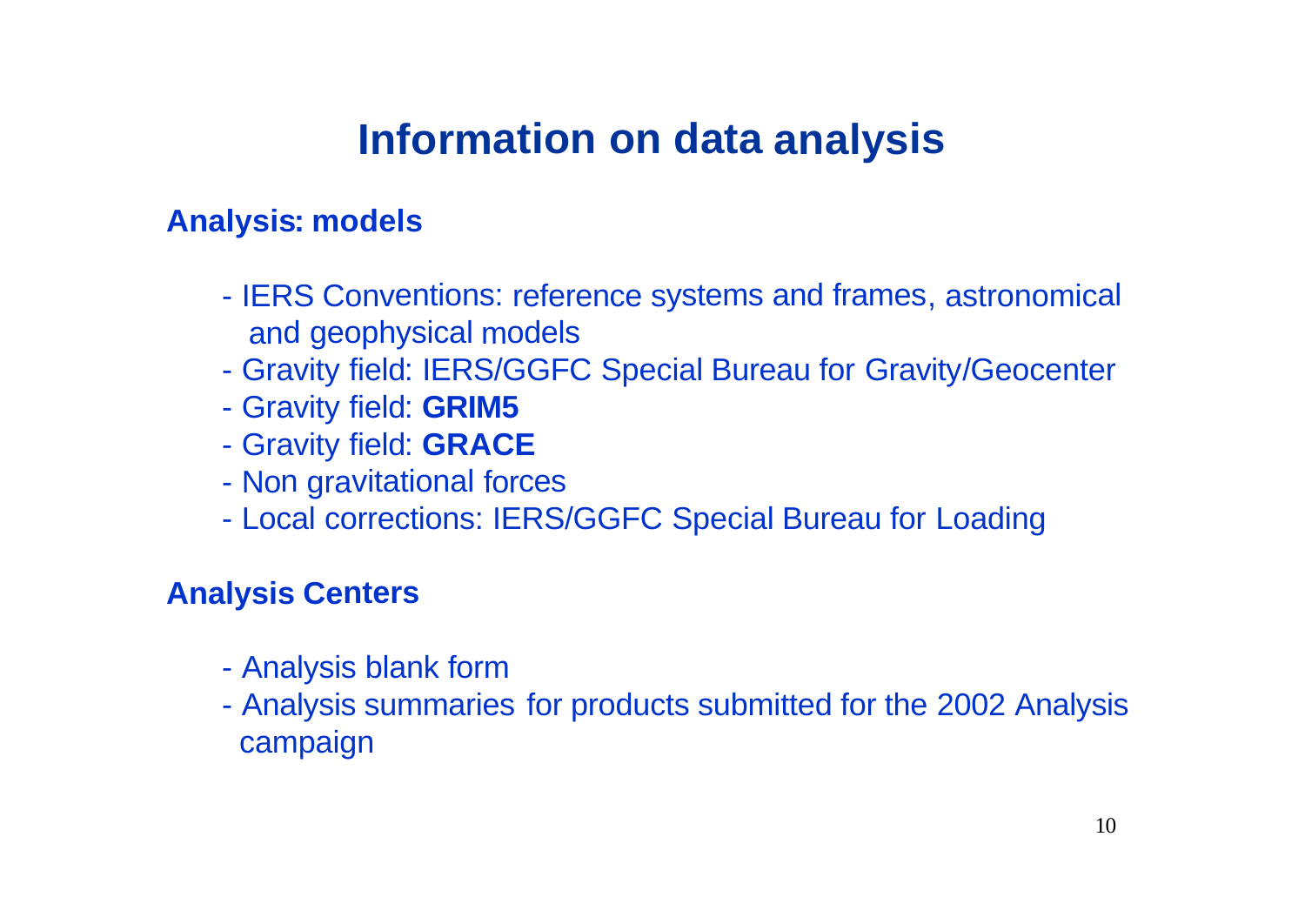# Information on data analysis

### Analysis: models

- IERS Conventions: reference systems and frames, astronomical and geophysical models
- Gravity field: IERS/GGFC Special Bureau for Gravity/Geocenter
- Gravity field: **GRIM5**
- Gravity field: **GRACE**
- Non gravitational forces
- Local corrections: IERS/GGFC Special Bureau for Loading

### Analysis Centers

- Analysis blank form
- Analysis summaries for products submitted for the 2002 Analysis campaign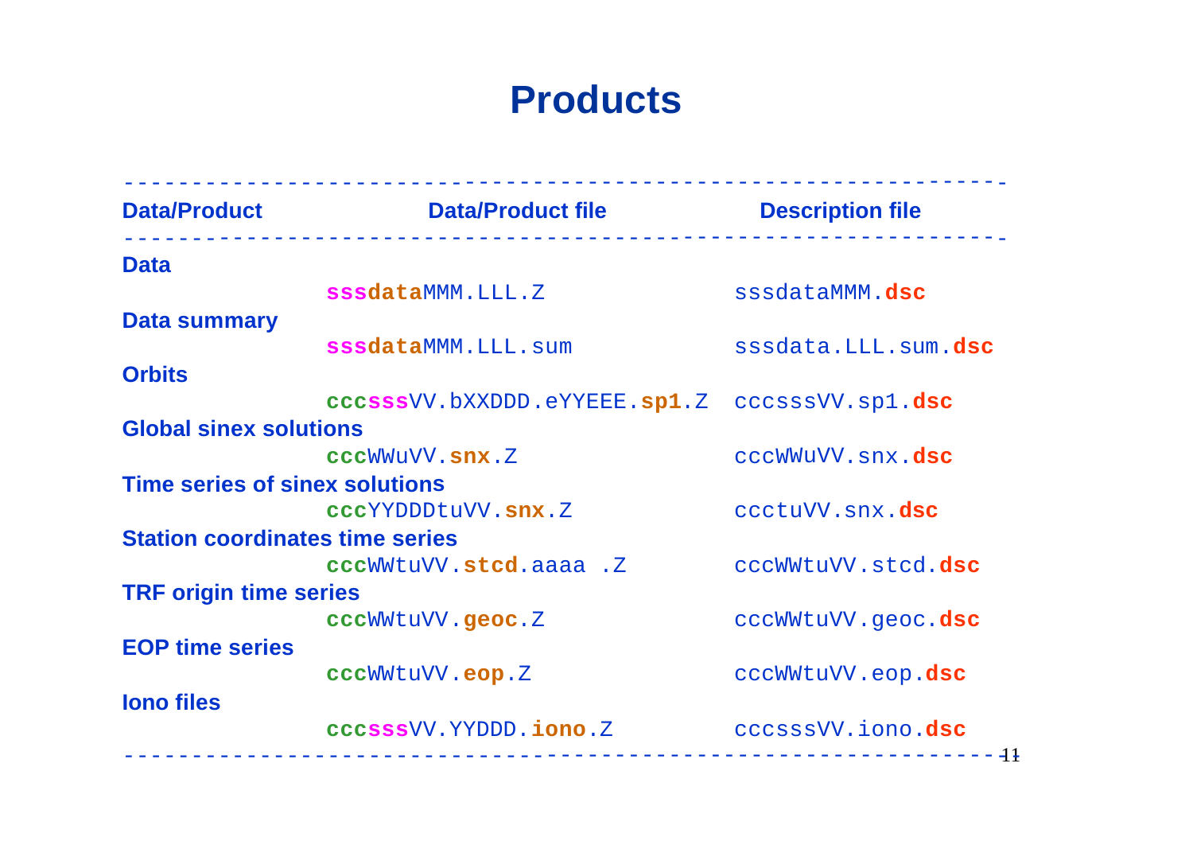# Products

| Data/Product | Data/Product file | Description file |
|---|---|---|
| **Data** | | |
| | sssdataMMM.LLL.Z | sssdataMMM.dsc |
| **Data summary** | | |
| | sssdataMMM.LLL.sum | sssdata.LLL.sum.dsc |
| **Orbits** | | |
| | cccsssVV.bXXDDD.eYYEEE.sp1.Z | cccsssVV.sp1.dsc |
| **Global sinex solutions** | | |
| | cccWWuVV.snx.Z | cccWWuVV.snx.dsc |
| **Time series of sinex solutions** | | |
| | cccYYDDDtuVV.snx.Z | ccctuVV.snx.dsc |
| **Station coordinates time series** | | |
| | cccWWtuVV.stcd.aaaa .Z | cccWWtuVV.stcd.dsc |
| **TRF origin time series** | | |
| | cccWWtuVV.geoc.Z | cccWWtuVV.geoc.dsc |
| **EOP time series** | | |
| | cccWWtuVV.eop.Z | cccWWtuVV.eop.dsc |
| **Iono files** | | |
| | cccsssVV.YYDDD.iono.Z | cccsssVV.iono.dsc |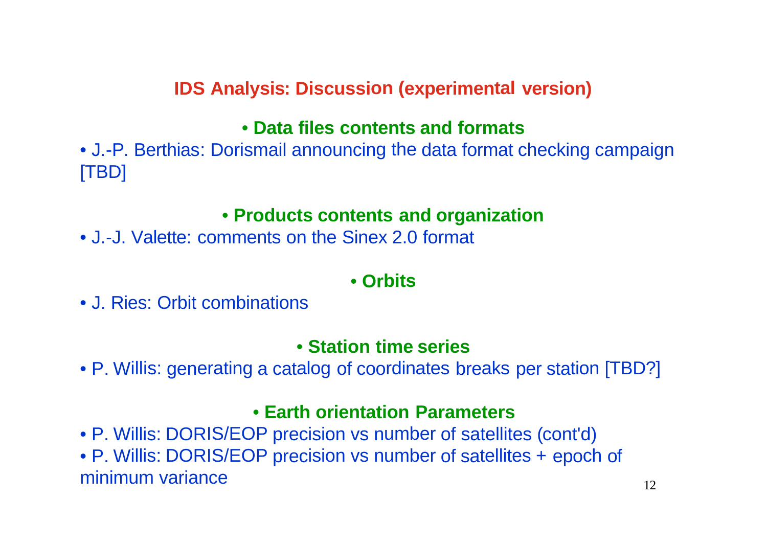# IDS Analysis: Discussion (experimental version)

## • Data files contents and formats

- J.-P. Berthias: Dorismail announcing the data format checking campaign [TBD]

## • Products contents and organization

- J.-J. Valette: comments on the Sinex 2.0 format

## • Orbits

- J. Ries: Orbit combinations

## • Station time series

- P. Willis: generating a catalog of coordinates breaks per station [TBD?]

## • Earth orientation Parameters

- P. Willis: DORIS/EOP precision vs number of satellites (cont'd)
- P. Willis: DORIS/EOP precision vs number of satellites + epoch of minimum variance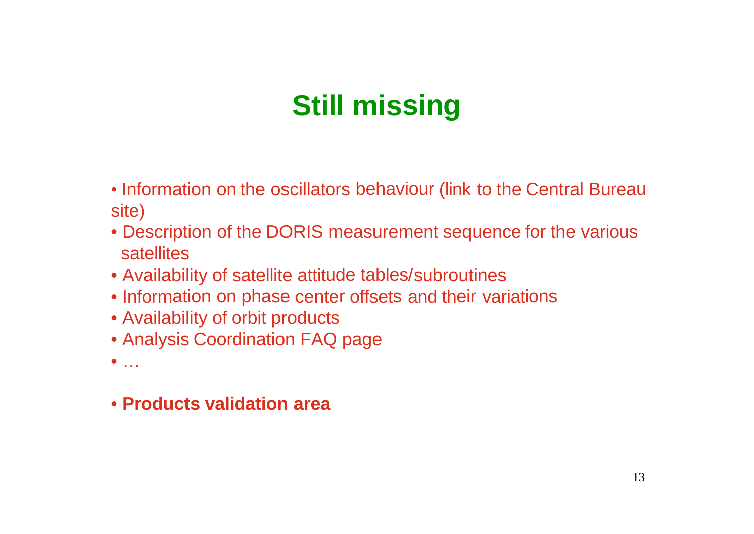# Still missing

- Information on the oscillators behaviour (link to the Central Bureau site)
- Description of the DORIS measurement sequence for the various satellites
- Availability of satellite attitude tables/subroutines
- Information on phase center offsets and their variations
- Availability of orbit products
- Analysis Coordination FAQ page
- …

- **Products validation area**